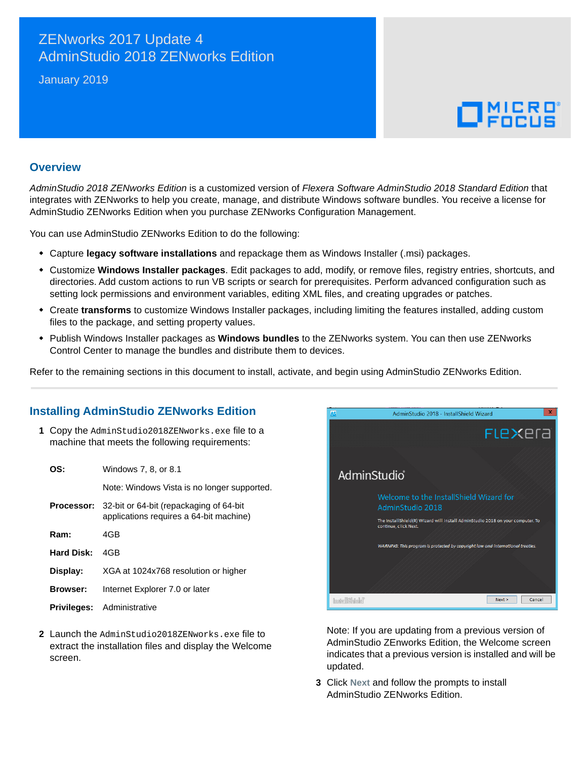# ZENworks 2017 Update 4
# AdminStudio 2018 ZENworks Edition

January 2019

## Overview

*AdminStudio 2018 ZENworks Edition* is a customized version of *Flexera Software AdminStudio 2018 Standard Edition* that integrates with ZENworks to help you create, manage, and distribute Windows software bundles. You receive a license for AdminStudio ZENworks Edition when you purchase ZENworks Configuration Management.

You can use AdminStudio ZENworks Edition to do the following:

- Capture **legacy software installations** and repackage them as Windows Installer (.msi) packages.
- Customize **Windows Installer packages**. Edit packages to add, modify, or remove files, registry entries, shortcuts, and directories. Add custom actions to run VB scripts or search for prerequisites. Perform advanced configuration such as setting lock permissions and environment variables, editing XML files, and creating upgrades or patches.
- Create **transforms** to customize Windows Installer packages, including limiting the features installed, adding custom files to the package, and setting property values.
- Publish Windows Installer packages as **Windows bundles** to the ZENworks system. You can then use ZENworks Control Center to manage the bundles and distribute them to devices.

Refer to the remaining sections in this document to install, activate, and begin using AdminStudio ZENworks Edition.

## Installing AdminStudio ZENworks Edition

1. Copy the `AdminStudio2018ZENworks.exe` file to a machine that meets the following requirements:

| | |
|---|---|
| **OS:** | Windows 7, 8, or 8.1 |
| | Note: Windows Vista is no longer supported. |
| **Processor:** | 32-bit or 64-bit (repackaging of 64-bit applications requires a 64-bit machine) |
| **Ram:** | 4GB |
| **Hard Disk:** | 4GB |
| **Display:** | XGA at 1024x768 resolution or higher |
| **Browser:** | Internet Explorer 7.0 or later |
| **Privileges:** | Administrative |

2. Launch the `AdminStudio2018ZENworks.exe` file to extract the installation files and display the Welcome screen.

   Note: If you are updating from a previous version of AdminStudio ZENworks Edition, the Welcome screen indicates that a previous version is installed and will be updated.

3. Click **Next** and follow the prompts to install AdminStudio ZENworks Edition.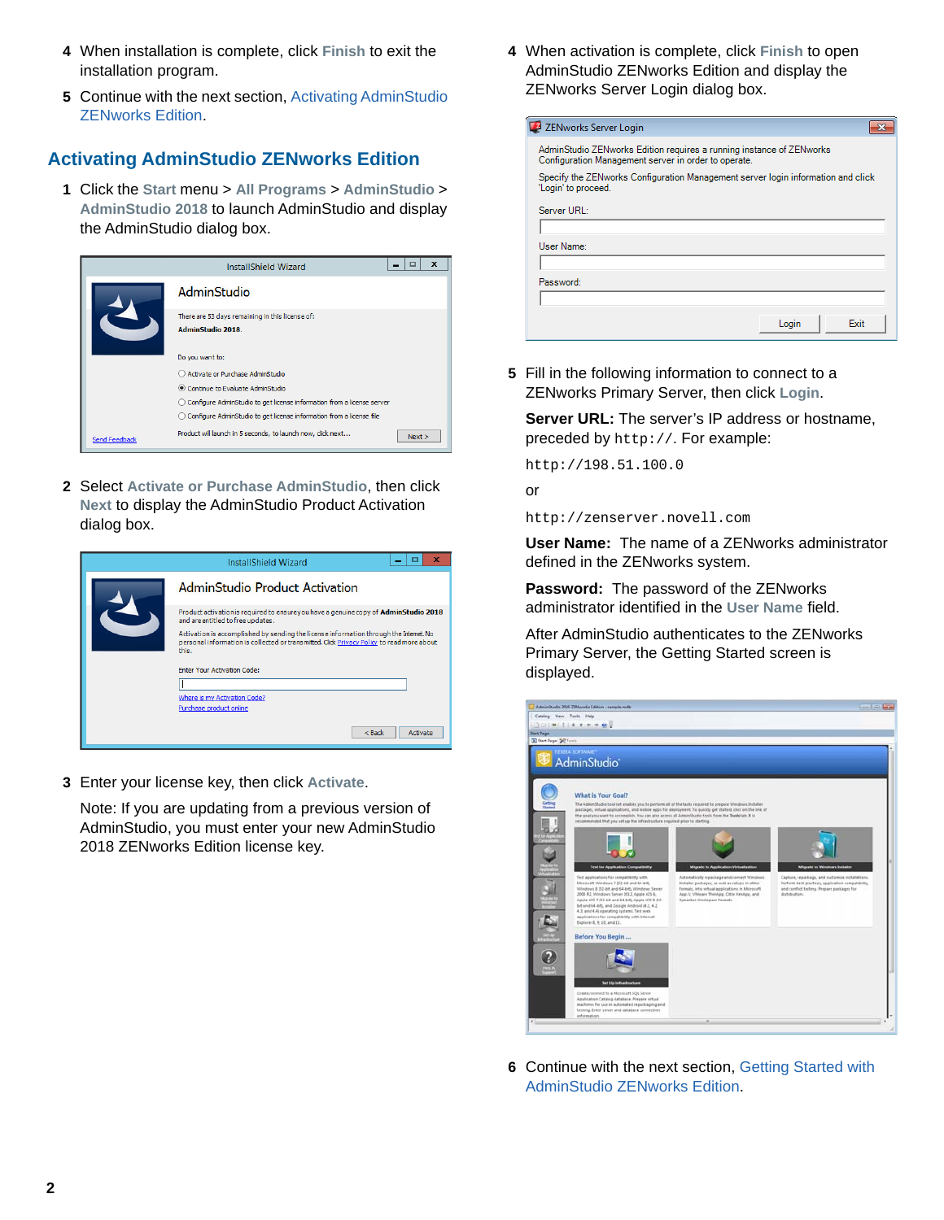4 When installation is complete, click **Finish** to exit the installation program.

5 Continue with the next section, Activating AdminStudio ZENworks Edition.

## Activating AdminStudio ZENworks Edition

1 Click the **Start** menu > **All Programs** > **AdminStudio** > **AdminStudio 2018** to launch AdminStudio and display the AdminStudio dialog box.

2 Select **Activate or Purchase AdminStudio**, then click **Next** to display the AdminStudio Product Activation dialog box.

3 Enter your license key, then click **Activate**.

Note: If you are updating from a previous version of AdminStudio, you must enter your new AdminStudio 2018 ZENworks Edition license key.

4 When activation is complete, click **Finish** to open AdminStudio ZENworks Edition and display the ZENworks Server Login dialog box.

5 Fill in the following information to connect to a ZENworks Primary Server, then click **Login**.

**Server URL:** The server's IP address or hostname, preceded by `http://`. For example:

`http://198.51.100.0`

or

`http://zenserver.novell.com`

**User Name:** The name of a ZENworks administrator defined in the ZENworks system.

**Password:** The password of the ZENworks administrator identified in the **User Name** field.

After AdminStudio authenticates to the ZENworks Primary Server, the Getting Started screen is displayed.

6 Continue with the next section, Getting Started with AdminStudio ZENworks Edition.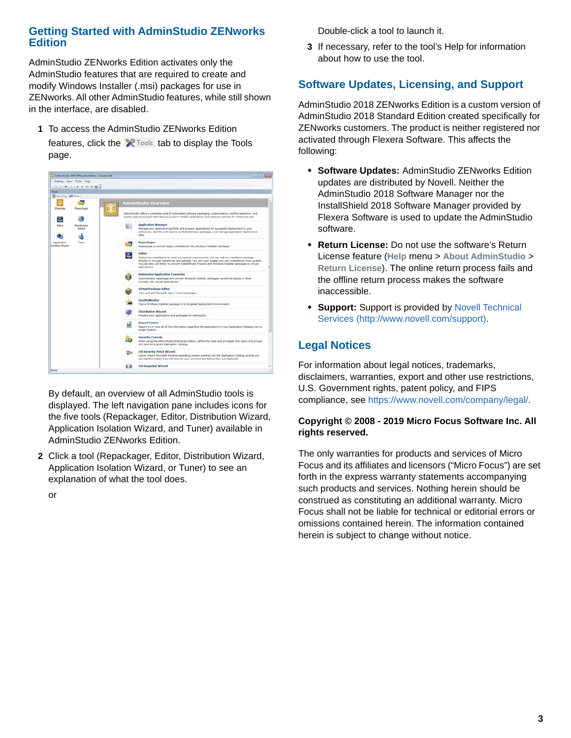## Getting Started with AdminStudio ZENworks Edition

AdminStudio ZENworks Edition activates only the AdminStudio features that are required to create and modify Windows Installer (.msi) packages for use in ZENworks. All other AdminStudio features, while still shown in the interface, are disabled.

1 To access the AdminStudio ZENworks Edition features, click the Tools tab to display the Tools page.

By default, an overview of all AdminStudio tools is displayed. The left navigation pane includes icons for the five tools (Repackager, Editor, Distribution Wizard, Application Isolation Wizard, and Tuner) available in AdminStudio ZENworks Edition.

2 Click a tool (Repackager, Editor, Distribution Wizard, Application Isolation Wizard, or Tuner) to see an explanation of what the tool does.

or

Double-click a tool to launch it.

3 If necessary, refer to the tool's Help for information about how to use the tool.

## Software Updates, Licensing, and Support

AdminStudio 2018 ZENworks Edition is a custom version of AdminStudio 2018 Standard Edition created specifically for ZENworks customers. The product is neither registered nor activated through Flexera Software. This affects the following:

- **Software Updates:** AdminStudio ZENworks Edition updates are distributed by Novell. Neither the AdminStudio 2018 Software Manager nor the InstallShield 2018 Software Manager provided by Flexera Software is used to update the AdminStudio software.
- **Return License:** Do not use the software's Return License feature (**Help** menu > **About AdminStudio** > **Return License**). The online return process fails and the offline return process makes the software inaccessible.
- **Support:** Support is provided by Novell Technical Services (http://www.novell.com/support).

## Legal Notices

For information about legal notices, trademarks, disclaimers, warranties, export and other use restrictions, U.S. Government rights, patent policy, and FIPS compliance, see https://www.novell.com/company/legal/.

**Copyright © 2008 - 2019 Micro Focus Software Inc. All rights reserved.**

The only warranties for products and services of Micro Focus and its affiliates and licensors ("Micro Focus") are set forth in the express warranty statements accompanying such products and services. Nothing herein should be construed as constituting an additional warranty. Micro Focus shall not be liable for technical or editorial errors or omissions contained herein. The information contained herein is subject to change without notice.